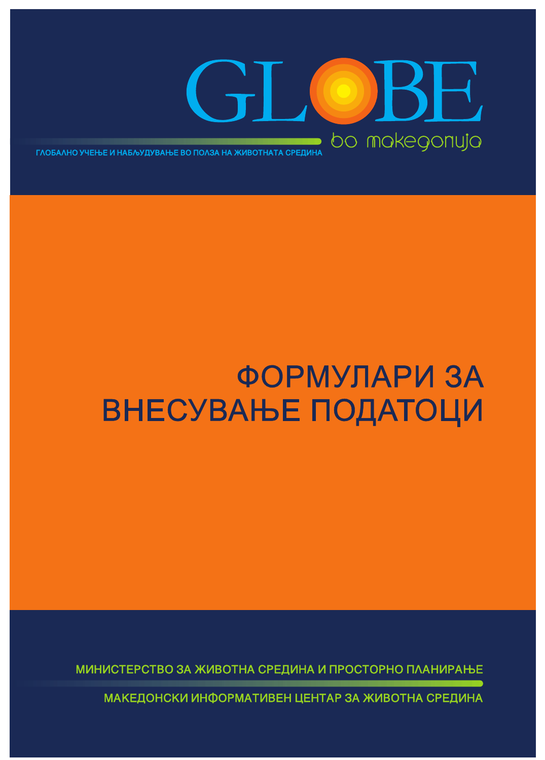# GLOBE

во македонија

ГЛОБАЛНО УЧЕЊЕ И НАБЉУДУВАЊЕ ВО ПОЛЗА НА ЖИВОТНАТА СРЕДИНА

# ФОРМУЛАРИ ЗА ВНЕСУВАЊЕ ПОДАТОЦИ

МИНИСТЕРСТВО ЗА ЖИВОТНА СРЕДИНА И ПРОСТОРНО ПЛАНИРАЊЕ

МАКЕДОНСКИ ИНФОРМАТИВЕН ЦЕНТАР ЗА ЖИВОТНА СРЕДИНА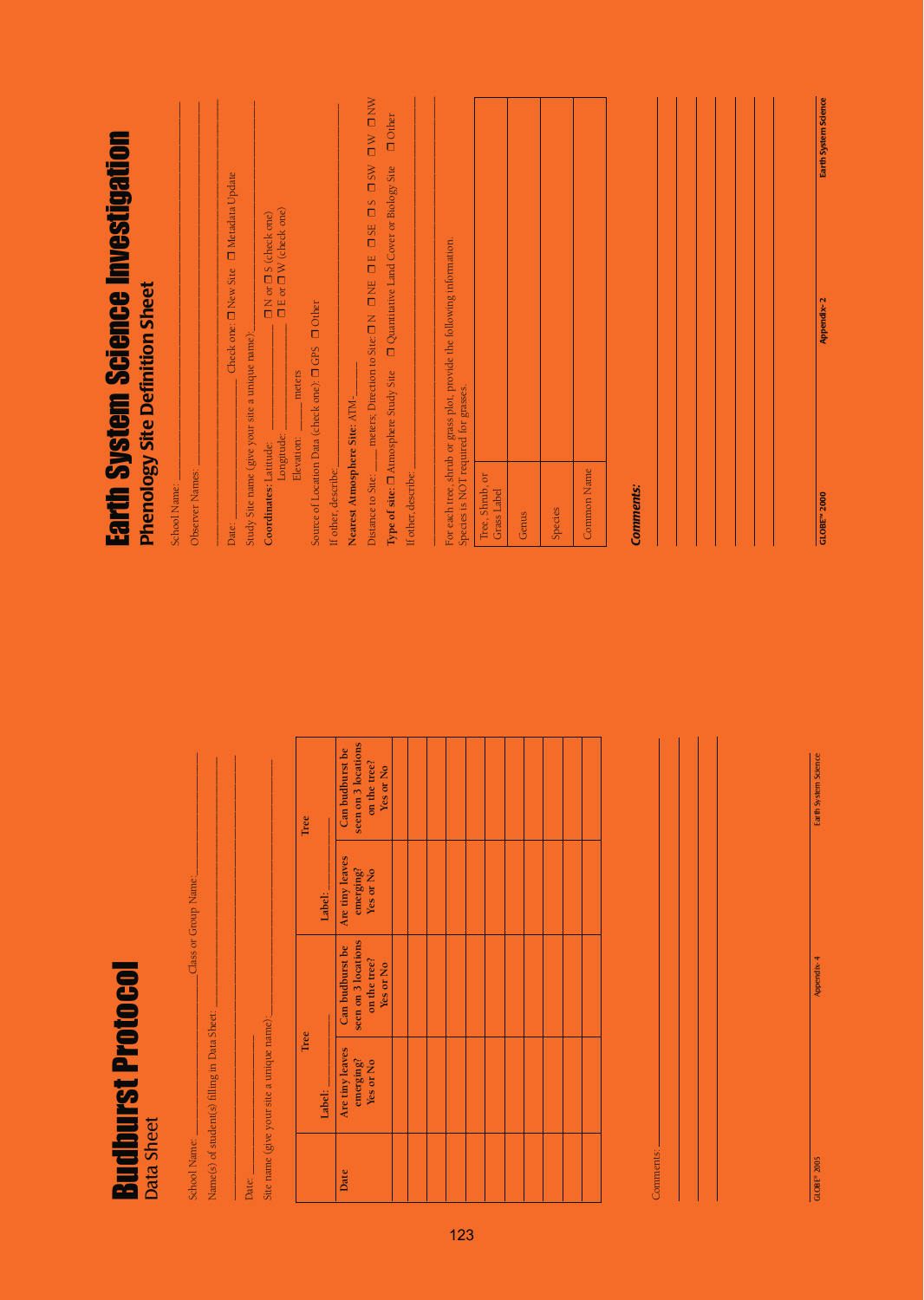# Budburst Protocol

## Data Sheet

School Name: ______________ Class or Group Name: ______________

Name(s) of student(s) filling in Data Sheet: ______________

______________

Date: ______________

Site name (give your site a unique name): ______________

| Date | Tree Label: ____ | | Tree Label: ____ | |
|---|---|---|---|---|
| | Are tiny leaves emerging? Yes or No | Can budburst be seen on 3 locations on the tree? Yes or No | Are tiny leaves emerging? Yes or No | Can budburst be seen on 3 locations on the tree? Yes or No |
| | | | | |
| | | | | |
| | | | | |
| | | | | |
| | | | | |
| | | | | |
| | | | | |
| | | | | |
| | | | | |
| | | | | |
| | | | | |
| | | | | |

Comments: ______________

______________

______________

______________

# Earth System Science Investigation

## Phenology Site Definition Sheet

School Name: ______________

Observer Names: ______________

______________

Date: ______________ Check one: ☐ New Site ☐ Metadata Update

Study Site name (give your site a unique name): ______________

**Coordinates:** Latitude: ______________ ☐ N or ☐ S (check one)

Longitude: ______________ ☐ E or ☐ W (check one)

Elevation: ______ meters

Source of Location Data (check one): ☐ GPS ☐ Other

If other, describe: ______________

**Nearest Atmosphere Site**: ATM-______

Distance to Site: ______ meters; Direction to Site: ☐ N ☐ NE ☐ E ☐ SE ☐ S ☐ SW ☐ W ☐ NW

**Type of site:** ☐ Atmosphere Study Site ☐ Quantitative Land Cover or Biology Site ☐ Other

If other, describe: ______________

______________

For each tree, shrub or grass plot, provide the following information.
Species is NOT required for grasses.

| Tree, Shrub, or Grass Label | | | | |
|---|---|---|---|---|
| Genus | | | | |
| Species | | | | |
| Common Name | | | | |

***Comments:***

______________

______________

______________

______________

______________

______________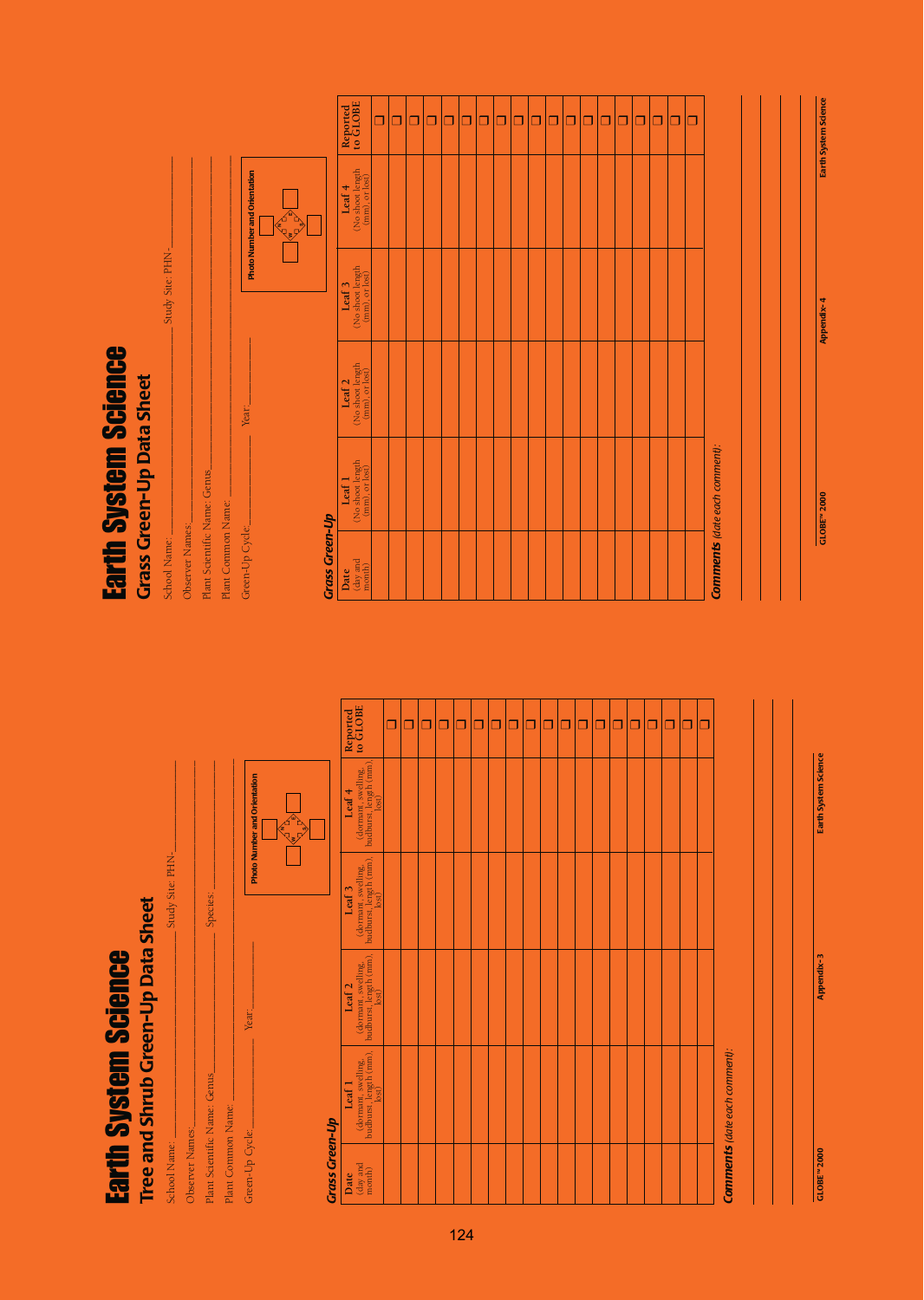# Earth System Science

## Tree and Shrub Green-Up Data Sheet

School Name: ______________________ Study Site: PHN-__________

Observer Names: ______________________

Plant Scientific Name: Genus______________ Species: ______________

Plant Common Name: ______________________

Green-Up Cycle: ______________ Year: ______________

**Photo Number and Orientation**

### *Grass Green-Up*

| Date (day and month) | Leaf 1 (dormant, swelling, budburst, length (mm), lost) | Leaf 2 (dormant, swelling, budburst, length (mm), lost) | Leaf 3 (dormant, swelling, budburst, length (mm), lost) | Leaf 4 (dormant, swelling, budburst, length (mm), lost) | Reported to GLOBE |
|---|---|---|---|---|---|
| | | | | | ❑ |
| | | | | | ❑ |
| | | | | | ❑ |
| | | | | | ❑ |
| | | | | | ❑ |
| | | | | | ❑ |
| | | | | | ❑ |
| | | | | | ❑ |
| | | | | | ❑ |
| | | | | | ❑ |
| | | | | | ❑ |
| | | | | | ❑ |
| | | | | | ❑ |
| | | | | | ❑ |
| | | | | | ❑ |
| | | | | | ❑ |
| | | | | | ❑ |
| | | | | | ❑ |
| | | | | | ❑ |

**Comments** *(date each comment):*

# Earth System Science

## Grass Green-Up Data Sheet

School Name: ______________________ Study Site: PHN-__________

Observer Names: ______________________

Plant Scientific Name: Genus______________

Plant Common Name: ______________________

Green-Up Cycle: ______________ Year: ______________

**Photo Number and Orientation**

### *Grass Green-Up*

| Date (day and month) | Leaf 1 (No shoot length (mm), or lost) | Leaf 2 (No shoot length (mm), or lost) | Leaf 3 (No shoot length (mm), or lost) | Leaf 4 (No shoot length (mm), or lost) | Reported to GLOBE |
|---|---|---|---|---|---|
| | | | | | ❑ |
| | | | | | ❑ |
| | | | | | ❑ |
| | | | | | ❑ |
| | | | | | ❑ |
| | | | | | ❑ |
| | | | | | ❑ |
| | | | | | ❑ |
| | | | | | ❑ |
| | | | | | ❑ |
| | | | | | ❑ |
| | | | | | ❑ |
| | | | | | ❑ |
| | | | | | ❑ |
| | | | | | ❑ |
| | | | | | ❑ |
| | | | | | ❑ |
| | | | | | ❑ |
| | | | | | ❑ |

**Comments** *(date each comment):*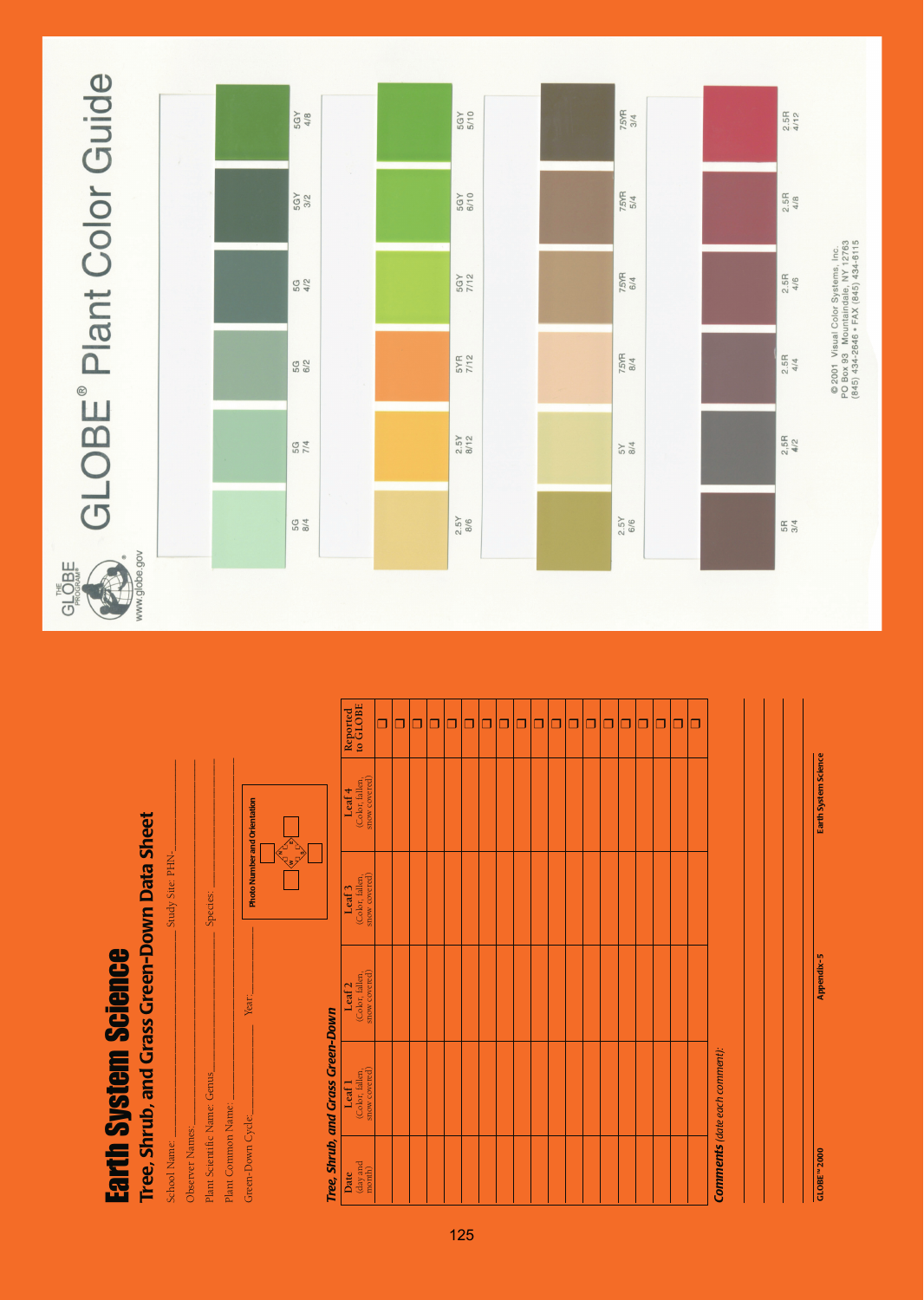# Earth System Science

## Tree, Shrub, and Grass Green-Down Data Sheet

School Name: ______________________ Study Site: PHN-______

Observer Names: ______________________

Plant Scientific Name: Genus______________ Species: ______________

Plant Common Name: ______________________

Green-Down Cycle:__________ Year:__________

Photo Number and Orientation

### *Tree, Shrub, and Grass Green-Down*

| Date (day and month) | Leaf 1 (Color, fallen, snow covered) | Leaf 2 (Color, fallen, snow covered) | Leaf 3 (Color, fallen, snow covered) | Leaf 4 (Color, fallen, snow covered) | Reported to GLOBE |
|---|---|---|---|---|---|
| | | | | | ❑ |
| | | | | | ❑ |
| | | | | | ❑ |
| | | | | | ❑ |
| | | | | | ❑ |
| | | | | | ❑ |
| | | | | | ❑ |
| | | | | | ❑ |
| | | | | | ❑ |
| | | | | | ❑ |
| | | | | | ❑ |
| | | | | | ❑ |
| | | | | | ❑ |
| | | | | | ❑ |
| | | | | | ❑ |
| | | | | | ❑ |
| | | | | | ❑ |
| | | | | | ❑ |
| | | | | | ❑ |

**Comments** *(date each comment)*:

_______________________________________________

_______________________________________________

_______________________________________________

GLOBE™ 2000 — Appendix-5 — Earth System Science

# GLOBE® Plant Color Guide

THE GLOBE PROGRAM®

www.globe.gov

5G 8/4 | 5G 7/4 | 5G 6/2 | 5G 4/2 | 5GY 3/2 | 5GY 4/8

2.5Y 8/6 | 2.5Y 8/12 | 5YR 7/12 | 5GY 7/12 | 5GY 6/10 | 5GY 5/10

2.5Y 6/6 | 5Y 8/4 | 7.5YR 8/4 | 7.5YR 6/4 | 7.5YR 5/4 | 7.5YR 3/4

5R 3/4 | 2.5R 4/2 | 2.5R 4/4 | 2.5R 4/6 | 2.5R 4/8 | 2.5R 4/12

© 2001 Visual Color Systems, Inc.
PO Box 93 Mountaindale, NY 12763
(845) 434-2646 • FAX (845) 434-6115